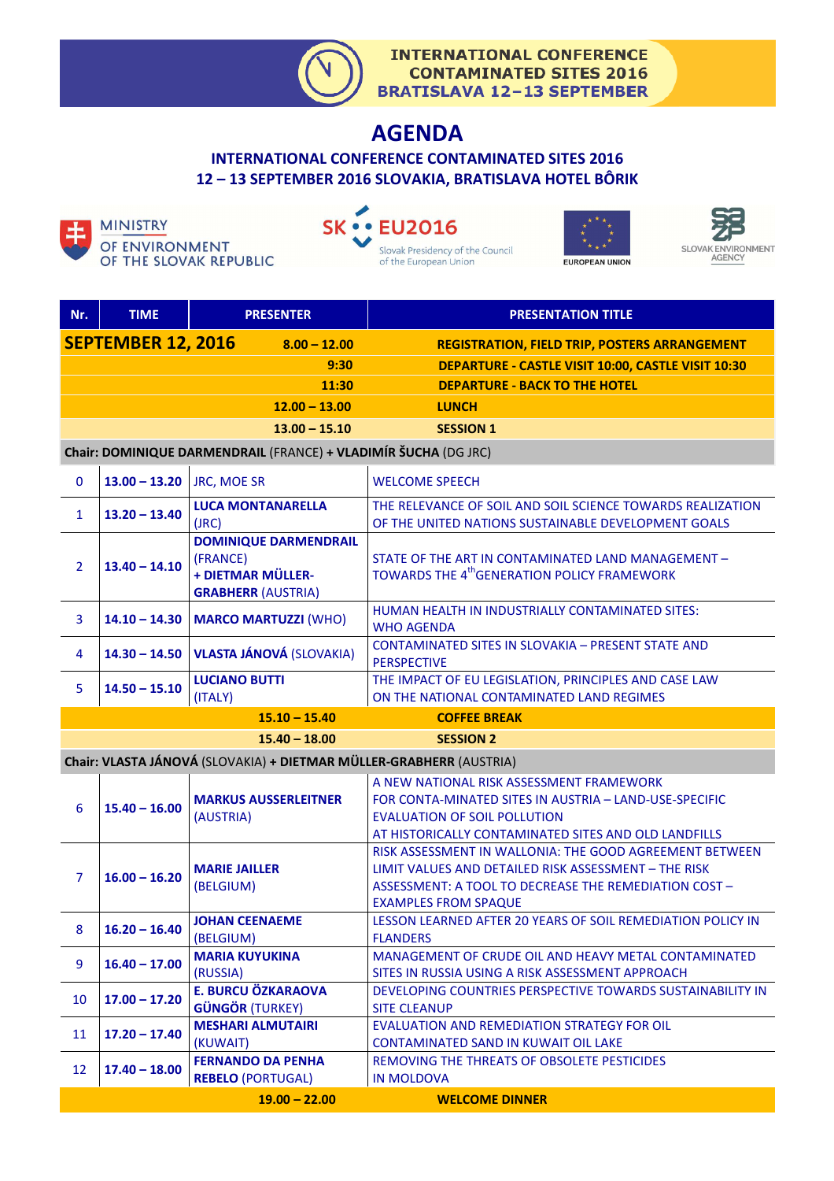INTERNATIONAL CONFERENCE
CONTAMINATED SITES 2016
BRATISLAVA 12–13 SEPTEMBER

# AGENDA

## INTERNATIONAL CONFERENCE CONTAMINATED SITES 2016
## 12 – 13 SEPTEMBER 2016 SLOVAKIA, BRATISLAVA HOTEL BÔRIK

MINISTRY OF ENVIRONMENT OF THE SLOVAK REPUBLIC

SK EU2016 Slovak Presidency of the Council of the European Union

EUROPEAN UNION

SLOVAK ENVIRONMENT AGENCY

| Nr. | TIME | PRESENTER | PRESENTATION TITLE |
|---|---|---|---|
| **SEPTEMBER 12, 2016** | | **8.00 – 12.00** | **REGISTRATION, FIELD TRIP, POSTERS ARRANGEMENT** |
| | | **9:30** | **DEPARTURE - CASTLE VISIT 10:00, CASTLE VISIT 10:30** |
| | | **11:30** | **DEPARTURE - BACK TO THE HOTEL** |
| | | **12.00 – 13.00** | **LUNCH** |
| | | **13.00 – 15.10** | **SESSION 1** |
| **Chair: DOMINIQUE DARMENDRAIL** (FRANCE) **+ VLADIMÍR ŠUCHA** (DG JRC) | | | |
| 0 | **13.00 – 13.20** | JRC, MOE SR | WELCOME SPEECH |
| 1 | **13.20 – 13.40** | **LUCA MONTANARELLA** (JRC) | THE RELEVANCE OF SOIL AND SOIL SCIENCE TOWARDS REALIZATION OF THE UNITED NATIONS SUSTAINABLE DEVELOPMENT GOALS |
| 2 | **13.40 – 14.10** | **DOMINIQUE DARMENDRAIL** (FRANCE) **+ DIETMAR MÜLLER-GRABHERR** (AUSTRIA) | STATE OF THE ART IN CONTAMINATED LAND MANAGEMENT – TOWARDS THE 4th GENERATION POLICY FRAMEWORK |
| 3 | **14.10 – 14.30** | **MARCO MARTUZZI** (WHO) | HUMAN HEALTH IN INDUSTRIALLY CONTAMINATED SITES: WHO AGENDA |
| 4 | **14.30 – 14.50** | **VLASTA JÁNOVÁ** (SLOVAKIA) | CONTAMINATED SITES IN SLOVAKIA – PRESENT STATE AND PERSPECTIVE |
| 5 | **14.50 – 15.10** | **LUCIANO BUTTI** (ITALY) | THE IMPACT OF EU LEGISLATION, PRINCIPLES AND CASE LAW ON THE NATIONAL CONTAMINATED LAND REGIMES |
| | | **15.10 – 15.40** | **COFFEE BREAK** |
| | | **15.40 – 18.00** | **SESSION 2** |
| **Chair: VLASTA JÁNOVÁ** (SLOVAKIA) **+ DIETMAR MÜLLER-GRABHERR** (AUSTRIA) | | | |
| 6 | **15.40 – 16.00** | **MARKUS AUSSERLEITNER** (AUSTRIA) | A NEW NATIONAL RISK ASSESSMENT FRAMEWORK FOR CONTA-MINATED SITES IN AUSTRIA – LAND-USE-SPECIFIC EVALUATION OF SOIL POLLUTION AT HISTORICALLY CONTAMINATED SITES AND OLD LANDFILLS |
| 7 | **16.00 – 16.20** | **MARIE JAILLER** (BELGIUM) | RISK ASSESSMENT IN WALLONIA: THE GOOD AGREEMENT BETWEEN LIMIT VALUES AND DETAILED RISK ASSESSMENT – THE RISK ASSESSMENT: A TOOL TO DECREASE THE REMEDIATION COST – EXAMPLES FROM SPAQUE |
| 8 | **16.20 – 16.40** | **JOHAN CEENAEME** (BELGIUM) | LESSON LEARNED AFTER 20 YEARS OF SOIL REMEDIATION POLICY IN FLANDERS |
| 9 | **16.40 – 17.00** | **MARIA KUYUKINA** (RUSSIA) | MANAGEMENT OF CRUDE OIL AND HEAVY METAL CONTAMINATED SITES IN RUSSIA USING A RISK ASSESSMENT APPROACH |
| 10 | **17.00 – 17.20** | **E. BURCU ÖZKARAOVA GÜNGÖR** (TURKEY) | DEVELOPING COUNTRIES PERSPECTIVE TOWARDS SUSTAINABILITY IN SITE CLEANUP |
| 11 | **17.20 – 17.40** | **MESHARI ALMUTAIRI** (KUWAIT) | EVALUATION AND REMEDIATION STRATEGY FOR OIL CONTAMINATED SAND IN KUWAIT OIL LAKE |
| 12 | **17.40 – 18.00** | **FERNANDO DA PENHA REBELO** (PORTUGAL) | REMOVING THE THREATS OF OBSOLETE PESTICIDES IN MOLDOVA |
| | | **19.00 – 22.00** | **WELCOME DINNER** |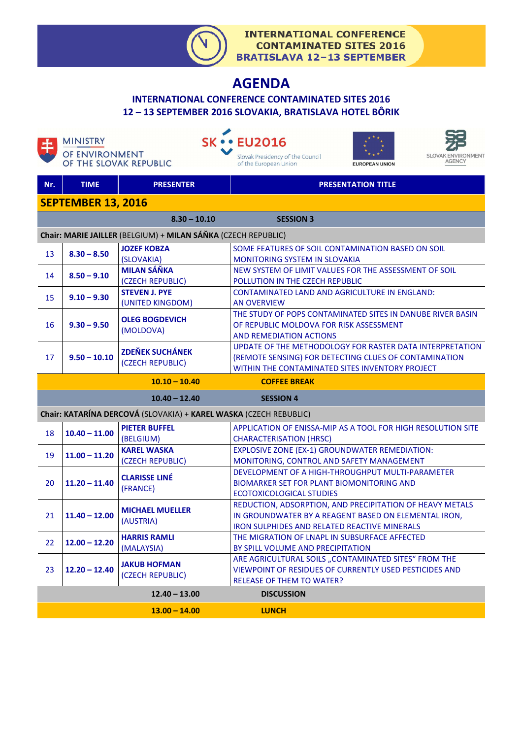INTERNATIONAL CONFERENCE
CONTAMINATED SITES 2016
BRATISLAVA 12–13 SEPTEMBER

# AGENDA

## INTERNATIONAL CONFERENCE CONTAMINATED SITES 2016
## 12 – 13 SEPTEMBER 2016 SLOVAKIA, BRATISLAVA HOTEL BÔRIK

MINISTRY OF ENVIRONMENT OF THE SLOVAK REPUBLIC | SK EU2016 Slovak Presidency of the Council of the European Union | EUROPEAN UNION | SLOVAK ENVIRONMENT AGENCY

| Nr. | TIME | PRESENTER | PRESENTATION TITLE |
|---|---|---|---|
| **SEPTEMBER 13, 2016** | | | |
| | **8.30 – 10.10** | | **SESSION 3** |
| **Chair: MARIE JAILLER** (BELGIUM) + **MILAN SÁŇKA** (CZECH REPUBLIC) | | | |
| 13 | **8.30 – 8.50** | **JOZEF KOBZA** (SLOVAKIA) | SOME FEATURES OF SOIL CONTAMINATION BASED ON SOIL MONITORING SYSTEM IN SLOVAKIA |
| 14 | **8.50 – 9.10** | **MILAN SÁŇKA** (CZECH REPUBLIC) | NEW SYSTEM OF LIMIT VALUES FOR THE ASSESSMENT OF SOIL POLLUTION IN THE CZECH REPUBLIC |
| 15 | **9.10 – 9.30** | **STEVEN J. PYE** (UNITED KINGDOM) | CONTAMINATED LAND AND AGRICULTURE IN ENGLAND: AN OVERVIEW |
| 16 | **9.30 – 9.50** | **OLEG BOGDEVICH** (MOLDOVA) | THE STUDY OF POPS CONTAMINATED SITES IN DANUBE RIVER BASIN OF REPUBLIC MOLDOVA FOR RISK ASSESSMENT AND REMEDIATION ACTIONS |
| 17 | **9.50 – 10.10** | **ZDEŇEK SUCHÁNEK** (CZECH REPUBLIC) | UPDATE OF THE METHODOLOGY FOR RASTER DATA INTERPRETATION (REMOTE SENSING) FOR DETECTING CLUES OF CONTAMINATION WITHIN THE CONTAMINATED SITES INVENTORY PROJECT |
| | **10.10 – 10.40** | | **COFFEE BREAK** |
| | **10.40 – 12.40** | | **SESSION 4** |
| **Chair: KATARÍNA DERCOVÁ** (SLOVAKIA) + **KAREL WASKA** (CZECH REBUBLIC) | | | |
| 18 | **10.40 – 11.00** | **PIETER BUFFEL** (BELGIUM) | APPLICATION OF ENISSA-MIP AS A TOOL FOR HIGH RESOLUTION SITE CHARACTERISATION (HRSC) |
| 19 | **11.00 – 11.20** | **KAREL WASKA** (CZECH REPUBLIC) | EXPLOSIVE ZONE (EX-1) GROUNDWATER REMEDIATION: MONITORING, CONTROL AND SAFETY MANAGEMENT |
| 20 | **11.20 – 11.40** | **CLARISSE LINÉ** (FRANCE) | DEVELOPMENT OF A HIGH-THROUGHPUT MULTI-PARAMETER BIOMARKER SET FOR PLANT BIOMONITORING AND ECOTOXICOLOGICAL STUDIES |
| 21 | **11.40 – 12.00** | **MICHAEL MUELLER** (AUSTRIA) | REDUCTION, ADSORPTION, AND PRECIPITATION OF HEAVY METALS IN GROUNDWATER BY A REAGENT BASED ON ELEMENTAL IRON, IRON SULPHIDES AND RELATED REACTIVE MINERALS |
| 22 | **12.00 – 12.20** | **HARRIS RAMLI** (MALAYSIA) | THE MIGRATION OF LNAPL IN SUBSURFACE AFFECTED BY SPILL VOLUME AND PRECIPITATION |
| 23 | **12.20 – 12.40** | **JAKUB HOFMAN** (CZECH REPUBLIC) | ARE AGRICULTURAL SOILS „CONTAMINATED SITES“ FROM THE VIEWPOINT OF RESIDUES OF CURRENTLY USED PESTICIDES AND RELEASE OF THEM TO WATER? |
| | **12.40 – 13.00** | | **DISCUSSION** |
| | **13.00 – 14.00** | | **LUNCH** |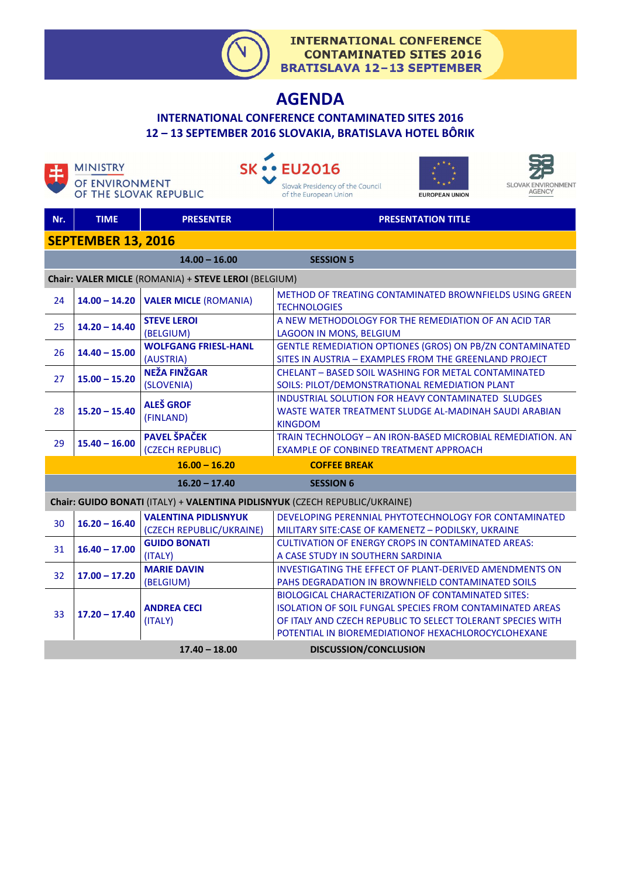INTERNATIONAL CONFERENCE
CONTAMINATED SITES 2016
BRATISLAVA 12–13 SEPTEMBER

# AGENDA

## INTERNATIONAL CONFERENCE CONTAMINATED SITES 2016
## 12 – 13 SEPTEMBER 2016 SLOVAKIA, BRATISLAVA HOTEL BÔRIK

MINISTRY OF ENVIRONMENT OF THE SLOVAK REPUBLIC | SK EU2016 Slovak Presidency of the Council of the European Union | EUROPEAN UNION | SLOVAK ENVIRONMENT AGENCY

| Nr. | TIME | PRESENTER | PRESENTATION TITLE |
|---|---|---|---|
| **SEPTEMBER 13, 2016** | | | |
| | | **14.00 – 16.00** | **SESSION 5** |
| **Chair: VALER MICLE** (ROMANIA) + **STEVE LEROI** (BELGIUM) | | | |
| 24 | **14.00 – 14.20** | **VALER MICLE** (ROMANIA) | METHOD OF TREATING CONTAMINATED BROWNFIELDS USING GREEN TECHNOLOGIES |
| 25 | **14.20 – 14.40** | **STEVE LEROI** (BELGIUM) | A NEW METHODOLOGY FOR THE REMEDIATION OF AN ACID TAR LAGOON IN MONS, BELGIUM |
| 26 | **14.40 – 15.00** | **WOLFGANG FRIESL-HANL** (AUSTRIA) | GENTLE REMEDIATION OPTIONES (GROS) ON PB/ZN CONTAMINATED SITES IN AUSTRIA – EXAMPLES FROM THE GREENLAND PROJECT |
| 27 | **15.00 – 15.20** | **NEŽA FINŽGAR** (SLOVENIA) | CHELANT – BASED SOIL WASHING FOR METAL CONTAMINATED SOILS: PILOT/DEMONSTRATIONAL REMEDIATION PLANT |
| 28 | **15.20 – 15.40** | **ALEŠ GROF** (FINLAND) | INDUSTRIAL SOLUTION FOR HEAVY CONTAMINATED SLUDGES WASTE WATER TREATMENT SLUDGE AL-MADINAH SAUDI ARABIAN KINGDOM |
| 29 | **15.40 – 16.00** | **PAVEL ŠPAČEK** (CZECH REPUBLIC) | TRAIN TECHNOLOGY – AN IRON-BASED MICROBIAL REMEDIATION. AN EXAMPLE OF CONBINED TREATMENT APPROACH |
| | | **16.00 – 16.20** | **COFFEE BREAK** |
| | | **16.20 – 17.40** | **SESSION 6** |
| **Chair: GUIDO BONATI** (ITALY) + **VALENTINA PIDLISNYUK** (CZECH REPUBLIC/UKRAINE) | | | |
| 30 | **16.20 – 16.40** | **VALENTINA PIDLISNYUK** (CZECH REPUBLIC/UKRAINE) | DEVELOPING PERENNIAL PHYTOTECHNOLOGY FOR CONTAMINATED MILITARY SITE:CASE OF KAMENETZ – PODILSKY, UKRAINE |
| 31 | **16.40 – 17.00** | **GUIDO BONATI** (ITALY) | CULTIVATION OF ENERGY CROPS IN CONTAMINATED AREAS: A CASE STUDY IN SOUTHERN SARDINIA |
| 32 | **17.00 – 17.20** | **MARIE DAVIN** (BELGIUM) | INVESTIGATING THE EFFECT OF PLANT-DERIVED AMENDMENTS ON PAHS DEGRADATION IN BROWNFIELD CONTAMINATED SOILS |
| 33 | **17.20 – 17.40** | **ANDREA CECI** (ITALY) | BIOLOGICAL CHARACTERIZATION OF CONTAMINATED SITES: ISOLATION OF SOIL FUNGAL SPECIES FROM CONTAMINATED AREAS OF ITALY AND CZECH REPUBLIC TO SELECT TOLERANT SPECIES WITH POTENTIAL IN BIOREMEDIATIONOF HEXACHLOROCYCLOHEXANE |
| | | **17.40 – 18.00** | **DISCUSSION/CONCLUSION** |